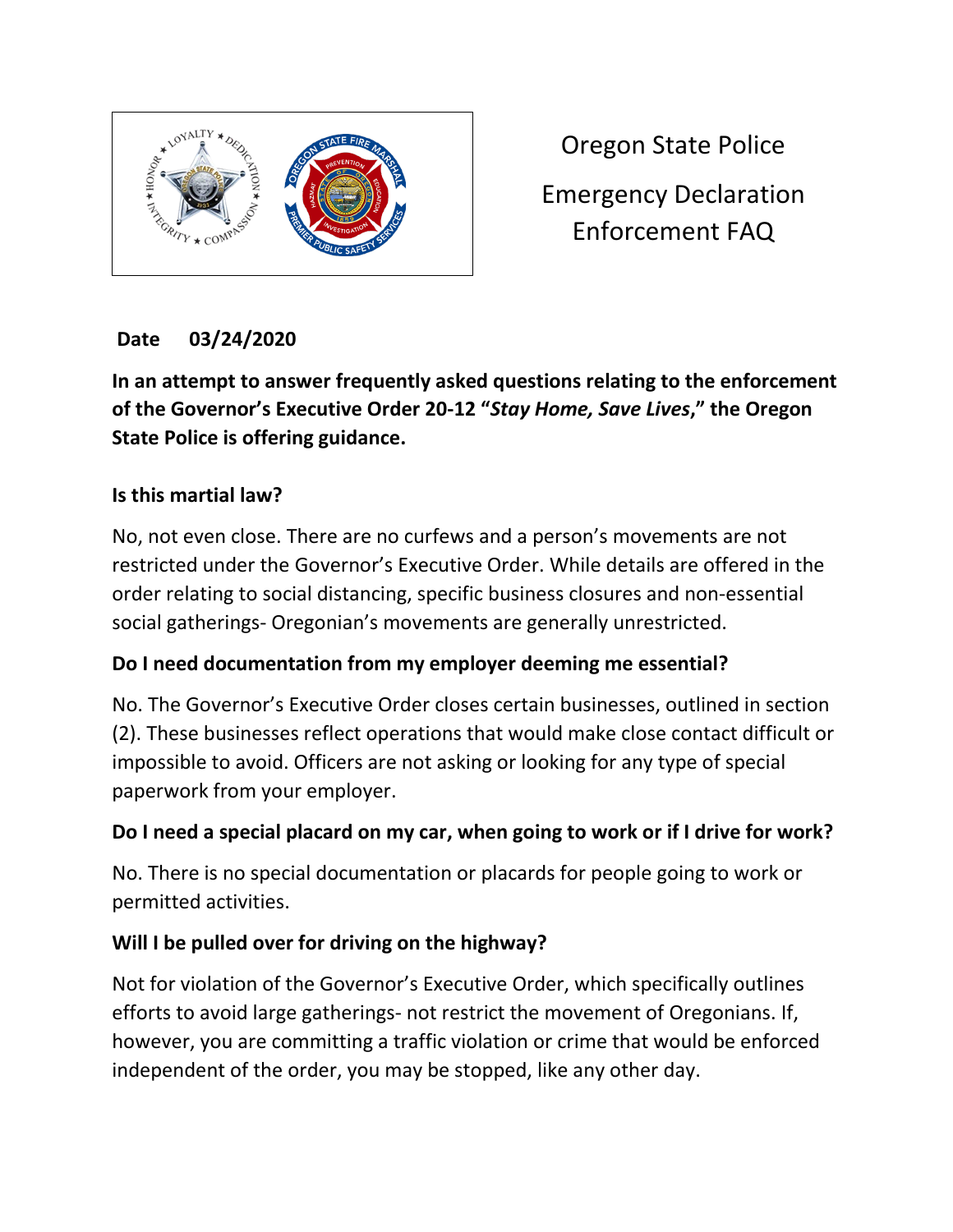# Oregon State Police

# Emergency Declaration Enforcement FAQ

**Date 03/24/2020**

**In an attempt to answer frequently asked questions relating to the enforcement of the Governor's Executive Order 20-12 "*Stay Home, Save Lives*," the Oregon State Police is offering guidance.**

### Is this martial law?

No, not even close. There are no curfews and a person's movements are not restricted under the Governor's Executive Order. While details are offered in the order relating to social distancing, specific business closures and non-essential social gatherings- Oregonian's movements are generally unrestricted.

### Do I need documentation from my employer deeming me essential?

No. The Governor's Executive Order closes certain businesses, outlined in section (2). These businesses reflect operations that would make close contact difficult or impossible to avoid. Officers are not asking or looking for any type of special paperwork from your employer.

### Do I need a special placard on my car, when going to work or if I drive for work?

No. There is no special documentation or placards for people going to work or permitted activities.

### Will I be pulled over for driving on the highway?

Not for violation of the Governor's Executive Order, which specifically outlines efforts to avoid large gatherings- not restrict the movement of Oregonians. If, however, you are committing a traffic violation or crime that would be enforced independent of the order, you may be stopped, like any other day.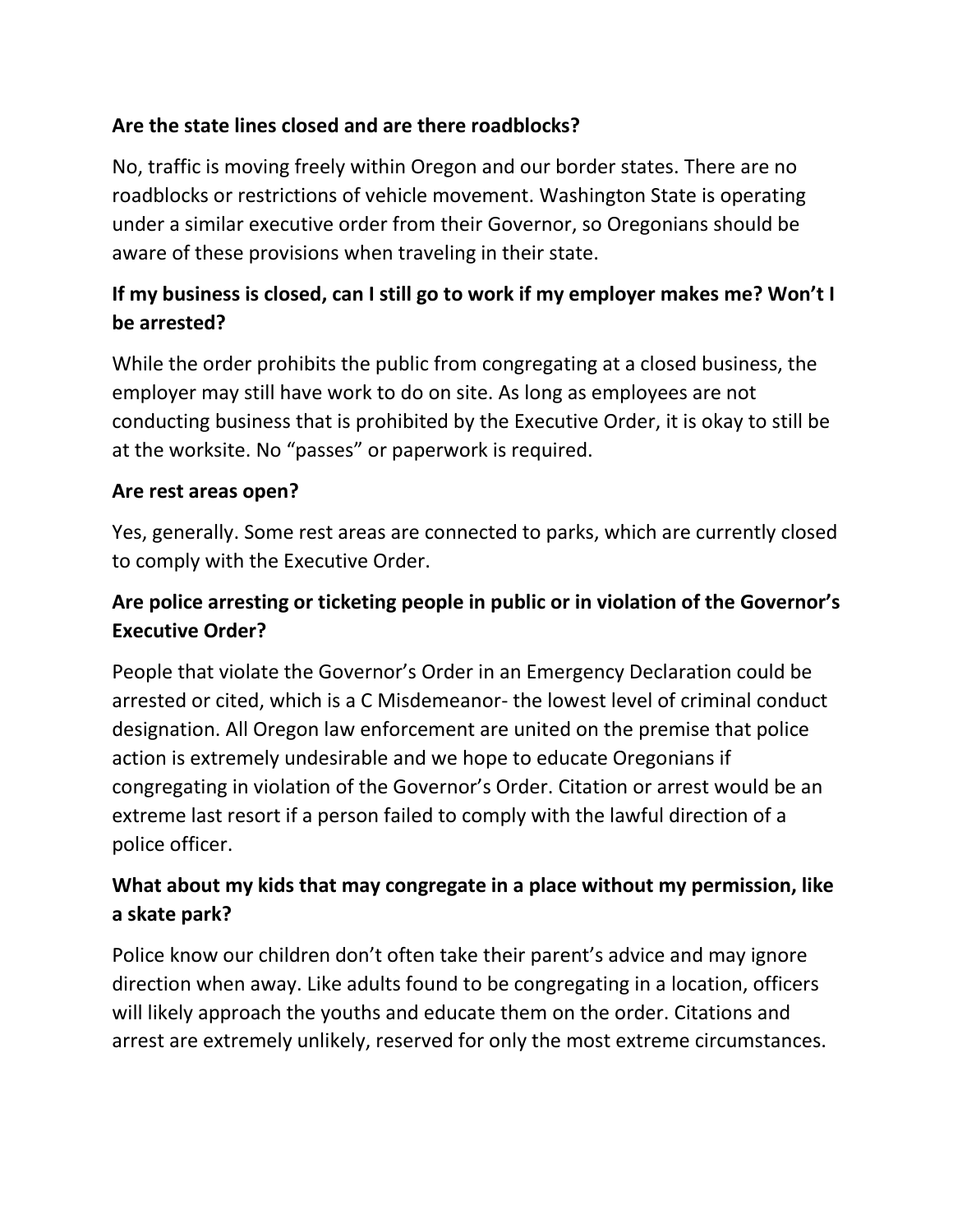**Are the state lines closed and are there roadblocks?**

No, traffic is moving freely within Oregon and our border states. There are no roadblocks or restrictions of vehicle movement. Washington State is operating under a similar executive order from their Governor, so Oregonians should be aware of these provisions when traveling in their state.

**If my business is closed, can I still go to work if my employer makes me? Won't I be arrested?**

While the order prohibits the public from congregating at a closed business, the employer may still have work to do on site. As long as employees are not conducting business that is prohibited by the Executive Order, it is okay to still be at the worksite. No "passes" or paperwork is required.

**Are rest areas open?**

Yes, generally. Some rest areas are connected to parks, which are currently closed to comply with the Executive Order.

**Are police arresting or ticketing people in public or in violation of the Governor's Executive Order?**

People that violate the Governor's Order in an Emergency Declaration could be arrested or cited, which is a C Misdemeanor- the lowest level of criminal conduct designation. All Oregon law enforcement are united on the premise that police action is extremely undesirable and we hope to educate Oregonians if congregating in violation of the Governor's Order. Citation or arrest would be an extreme last resort if a person failed to comply with the lawful direction of a police officer.

**What about my kids that may congregate in a place without my permission, like a skate park?**

Police know our children don't often take their parent's advice and may ignore direction when away. Like adults found to be congregating in a location, officers will likely approach the youths and educate them on the order. Citations and arrest are extremely unlikely, reserved for only the most extreme circumstances.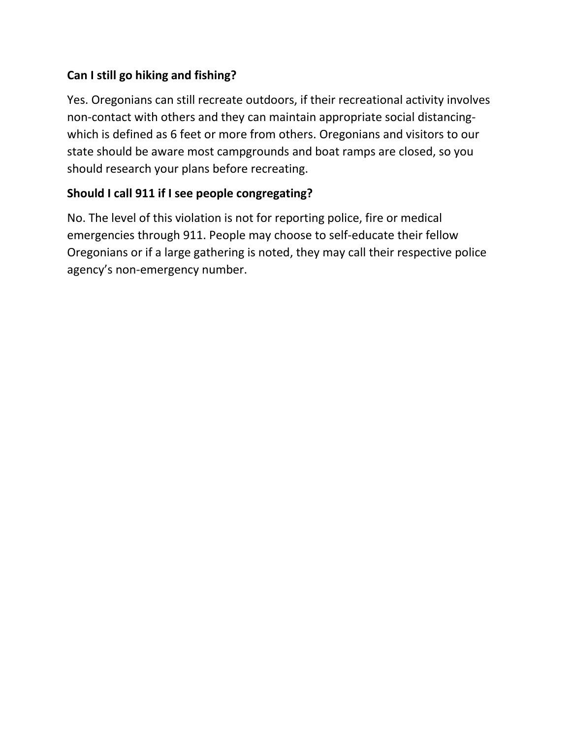**Can I still go hiking and fishing?**

Yes. Oregonians can still recreate outdoors, if their recreational activity involves non-contact with others and they can maintain appropriate social distancing- which is defined as 6 feet or more from others. Oregonians and visitors to our state should be aware most campgrounds and boat ramps are closed, so you should research your plans before recreating.

**Should I call 911 if I see people congregating?**

No. The level of this violation is not for reporting police, fire or medical emergencies through 911. People may choose to self-educate their fellow Oregonians or if a large gathering is noted, they may call their respective police agency's non-emergency number.